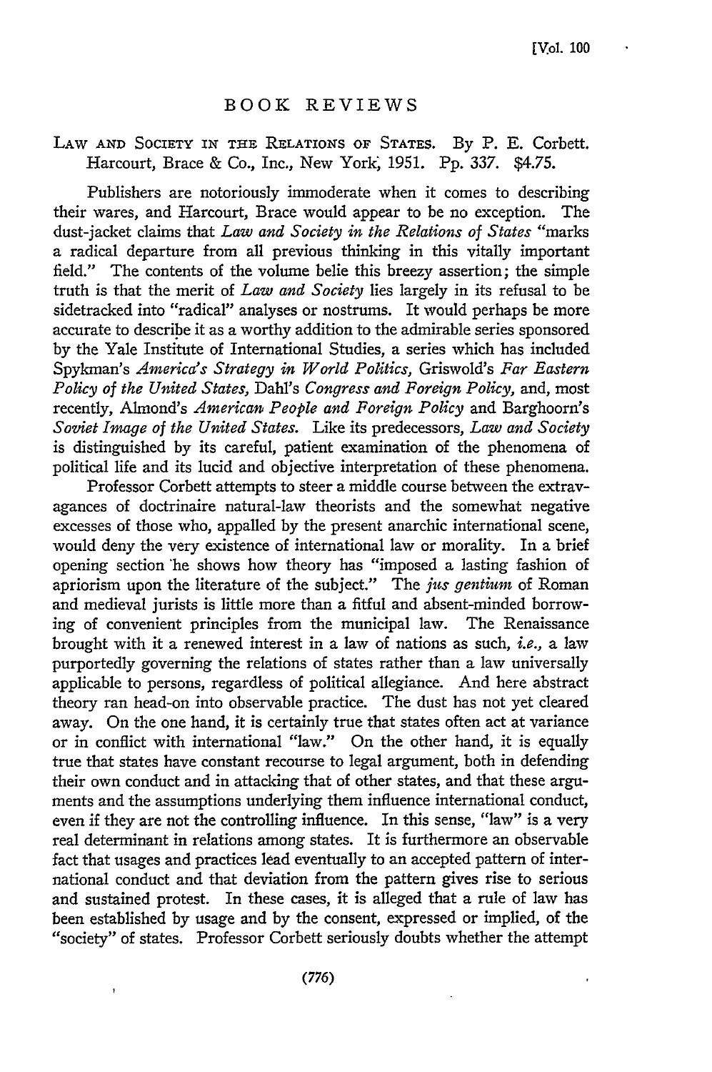## BOOK REVIEWS

LAW AND SOCIETY IN THE RELATIONS OF STATES. By P. E. Corbett. Harcourt, Brace & Co., Inc., New York, 1951. Pp. 337. $4.75.

Publishers are notoriously immoderate when it comes to describing their wares, and Harcourt, Brace would appear to be no exception. The dust-jacket claims that *Law and Society in the Relations of States* "marks a radical departure from all previous thinking in this vitally important field." The contents of the volume belie this breezy assertion; the simple truth is that the merit of *Law and Society* lies largely in its refusal to be sidetracked into "radical" analyses or nostrums. It would perhaps be more accurate to describe it as a worthy addition to the admirable series sponsored by the Yale Institute of International Studies, a series which has included Spykman's *America's Strategy in World Politics*, Griswold's *Far Eastern Policy of the United States*, Dahl's *Congress and Foreign Policy*, and, most recently, Almond's *American People and Foreign Policy* and Barghoorn's *Soviet Image of the United States*. Like its predecessors, *Law and Society* is distinguished by its careful, patient examination of the phenomena of political life and its lucid and objective interpretation of these phenomena.

Professor Corbett attempts to steer a middle course between the extravagances of doctrinaire natural-law theorists and the somewhat negative excesses of those who, appalled by the present anarchic international scene, would deny the very existence of international law or morality. In a brief opening section he shows how theory has "imposed a lasting fashion of apriorism upon the literature of the subject." The *jus gentium* of Roman and medieval jurists is little more than a fitful and absent-minded borrowing of convenient principles from the municipal law. The Renaissance brought with it a renewed interest in a law of nations as such, *i.e.*, a law purportedly governing the relations of states rather than a law universally applicable to persons, regardless of political allegiance. And here abstract theory ran head-on into observable practice. The dust has not yet cleared away. On the one hand, it is certainly true that states often act at variance or in conflict with international "law." On the other hand, it is equally true that states have constant recourse to legal argument, both in defending their own conduct and in attacking that of other states, and that these arguments and the assumptions underlying them influence international conduct, even if they are not the controlling influence. In this sense, "law" is a very real determinant in relations among states. It is furthermore an observable fact that usages and practices lead eventually to an accepted pattern of international conduct and that deviation from the pattern gives rise to serious and sustained protest. In these cases, it is alleged that a rule of law has been established by usage and by the consent, expressed or implied, of the "society" of states. Professor Corbett seriously doubts whether the attempt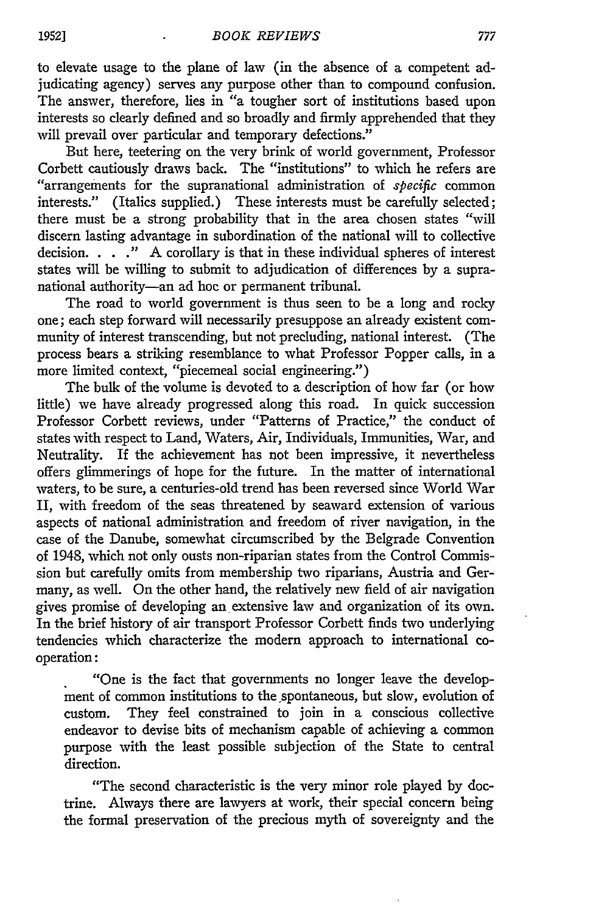to elevate usage to the plane of law (in the absence of a competent adjudicating agency) serves any purpose other than to compound confusion. The answer, therefore, lies in "a tougher sort of institutions based upon interests so clearly defined and so broadly and firmly apprehended that they will prevail over particular and temporary defections."

But here, teetering on the very brink of world government, Professor Corbett cautiously draws back. The "institutions" to which he refers are "arrangements for the supranational administration of *specific* common interests." (Italics supplied.) These interests must be carefully selected; there must be a strong probability that in the area chosen states "will discern lasting advantage in subordination of the national will to collective decision. . . ." A corollary is that in these individual spheres of interest states will be willing to submit to adjudication of differences by a supranational authority—an ad hoc or permanent tribunal.

The road to world government is thus seen to be a long and rocky one; each step forward will necessarily presuppose an already existent community of interest transcending, but not precluding, national interest. (The process bears a striking resemblance to what Professor Popper calls, in a more limited context, "piecemeal social engineering.")

The bulk of the volume is devoted to a description of how far (or how little) we have already progressed along this road. In quick succession Professor Corbett reviews, under "Patterns of Practice," the conduct of states with respect to Land, Waters, Air, Individuals, Immunities, War, and Neutrality. If the achievement has not been impressive, it nevertheless offers glimmerings of hope for the future. In the matter of international waters, to be sure, a centuries-old trend has been reversed since World War II, with freedom of the seas threatened by seaward extension of various aspects of national administration and freedom of river navigation, in the case of the Danube, somewhat circumscribed by the Belgrade Convention of 1948, which not only ousts non-riparian states from the Control Commission but carefully omits from membership two riparians, Austria and Germany, as well. On the other hand, the relatively new field of air navigation gives promise of developing an extensive law and organization of its own. In the brief history of air transport Professor Corbett finds two underlying tendencies which characterize the modern approach to international cooperation:

"One is the fact that governments no longer leave the development of common institutions to the spontaneous, but slow, evolution of custom. They feel constrained to join in a conscious collective endeavor to devise bits of mechanism capable of achieving a common purpose with the least possible subjection of the State to central direction.

"The second characteristic is the very minor role played by doctrine. Always there are lawyers at work, their special concern being the formal preservation of the precious myth of sovereignty and the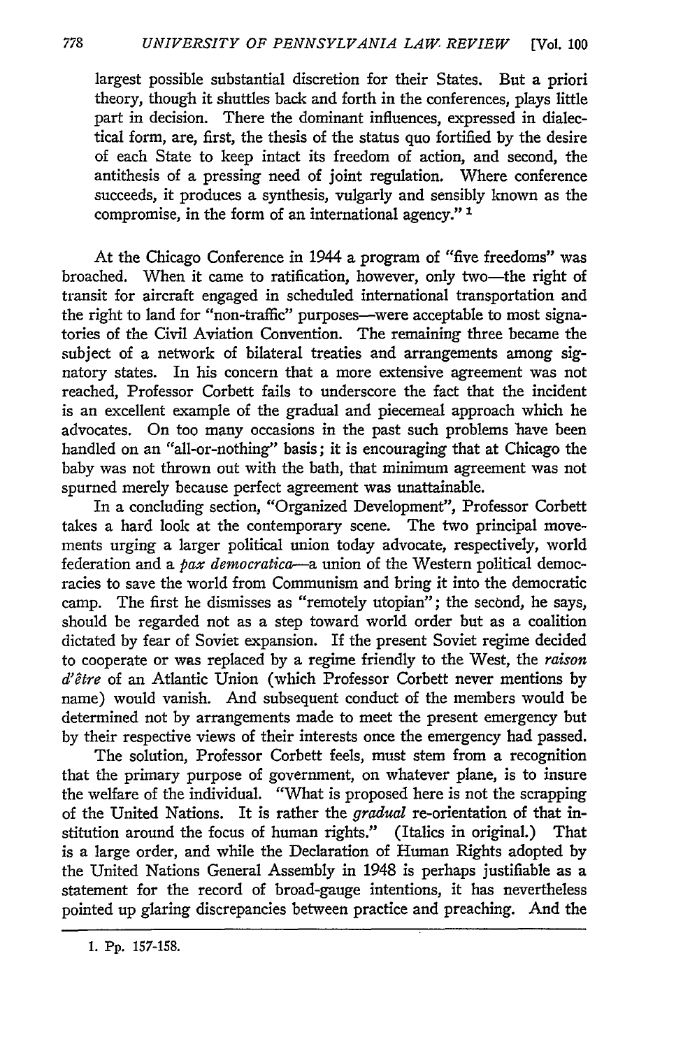largest possible substantial discretion for their States. But a priori theory, though it shuttles back and forth in the conferences, plays little part in decision. There the dominant influences, expressed in dialectical form, are, first, the thesis of the status quo fortified by the desire of each State to keep intact its freedom of action, and second, the antithesis of a pressing need of joint regulation. Where conference succeeds, it produces a synthesis, vulgarly and sensibly known as the compromise, in the form of an international agency." [1]

At the Chicago Conference in 1944 a program of "five freedoms" was broached. When it came to ratification, however, only two—the right of transit for aircraft engaged in scheduled international transportation and the right to land for "non-traffic" purposes—were acceptable to most signatories of the Civil Aviation Convention. The remaining three became the subject of a network of bilateral treaties and arrangements among signatory states. In his concern that a more extensive agreement was not reached, Professor Corbett fails to underscore the fact that the incident is an excellent example of the gradual and piecemeal approach which he advocates. On too many occasions in the past such problems have been handled on an "all-or-nothing" basis; it is encouraging that at Chicago the baby was not thrown out with the bath, that minimum agreement was not spurned merely because perfect agreement was unattainable.

In a concluding section, "Organized Development", Professor Corbett takes a hard look at the contemporary scene. The two principal movements urging a larger political union today advocate, respectively, world federation and a *pax democratica*—a union of the Western political democracies to save the world from Communism and bring it into the democratic camp. The first he dismisses as "remotely utopian"; the second, he says, should be regarded not as a step toward world order but as a coalition dictated by fear of Soviet expansion. If the present Soviet regime decided to cooperate or was replaced by a regime friendly to the West, the *raison d'être* of an Atlantic Union (which Professor Corbett never mentions by name) would vanish. And subsequent conduct of the members would be determined not by arrangements made to meet the present emergency but by their respective views of their interests once the emergency had passed.

The solution, Professor Corbett feels, must stem from a recognition that the primary purpose of government, on whatever plane, is to insure the welfare of the individual. "What is proposed here is not the scrapping of the United Nations. It is rather the *gradual* re-orientation of that institution around the focus of human rights." (Italics in original.) That is a large order, and while the Declaration of Human Rights adopted by the United Nations General Assembly in 1948 is perhaps justifiable as a statement for the record of broad-gauge intentions, it has nevertheless pointed up glaring discrepancies between practice and preaching. And the

1. Pp. 157-158.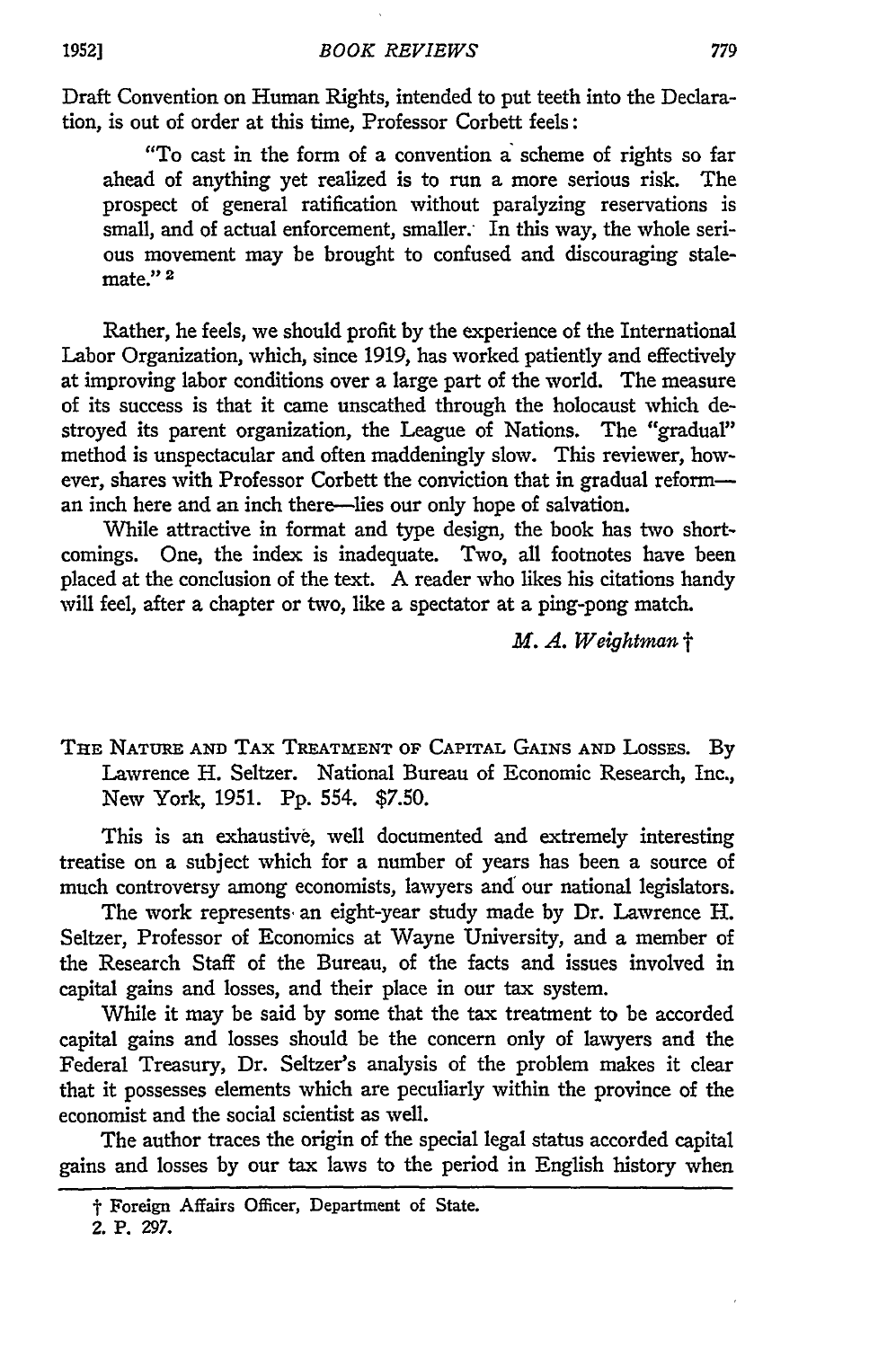Draft Convention on Human Rights, intended to put teeth into the Declaration, is out of order at this time, Professor Corbett feels:

> "To cast in the form of a convention a scheme of rights so far ahead of anything yet realized is to run a more serious risk. The prospect of general ratification without paralyzing reservations is small, and of actual enforcement, smaller. In this way, the whole serious movement may be brought to confused and discouraging stalemate."[2]

Rather, he feels, we should profit by the experience of the International Labor Organization, which, since 1919, has worked patiently and effectively at improving labor conditions over a large part of the world. The measure of its success is that it came unscathed through the holocaust which destroyed its parent organization, the League of Nations. The "gradual" method is unspectacular and often maddeningly slow. This reviewer, however, shares with Professor Corbett the conviction that in gradual reform—an inch here and an inch there—lies our only hope of salvation.

While attractive in format and type design, the book has two shortcomings. One, the index is inadequate. Two, all footnotes have been placed at the conclusion of the text. A reader who likes his citations handy will feel, after a chapter or two, like a spectator at a ping-pong match.

*M. A. Weightman* †

THE NATURE AND TAX TREATMENT OF CAPITAL GAINS AND LOSSES. By Lawrence H. Seltzer. National Bureau of Economic Research, Inc., New York, 1951. Pp. 554. $7.50.

This is an exhaustive, well documented and extremely interesting treatise on a subject which for a number of years has been a source of much controversy among economists, lawyers and our national legislators.

The work represents an eight-year study made by Dr. Lawrence H. Seltzer, Professor of Economics at Wayne University, and a member of the Research Staff of the Bureau, of the facts and issues involved in capital gains and losses, and their place in our tax system.

While it may be said by some that the tax treatment to be accorded capital gains and losses should be the concern only of lawyers and the Federal Treasury, Dr. Seltzer's analysis of the problem makes it clear that it possesses elements which are peculiarly within the province of the economist and the social scientist as well.

The author traces the origin of the special legal status accorded capital gains and losses by our tax laws to the period in English history when

---

† Foreign Affairs Officer, Department of State.

2. P. 297.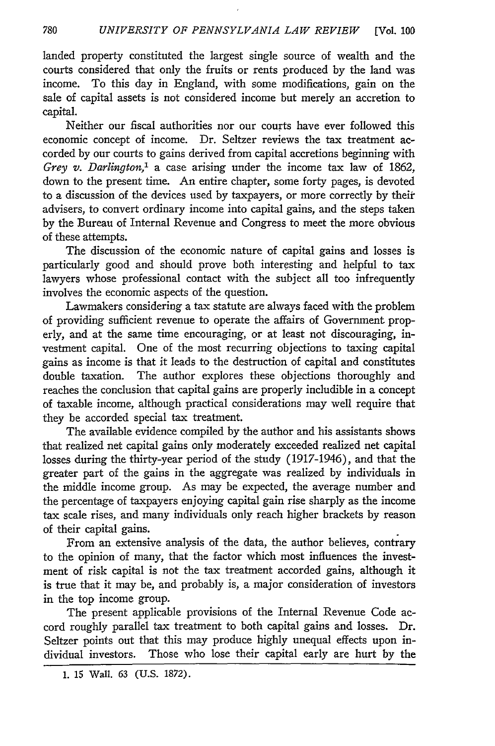landed property constituted the largest single source of wealth and the courts considered that only the fruits or rents produced by the land was income. To this day in England, with some modifications, gain on the sale of capital assets is not considered income but merely an accretion to capital.

Neither our fiscal authorities nor our courts have ever followed this economic concept of income. Dr. Seltzer reviews the tax treatment accorded by our courts to gains derived from capital accretions beginning with *Grey v. Darlington*,[1] a case arising under the income tax law of 1862, down to the present time. An entire chapter, some forty pages, is devoted to a discussion of the devices used by taxpayers, or more correctly by their advisers, to convert ordinary income into capital gains, and the steps taken by the Bureau of Internal Revenue and Congress to meet the more obvious of these attempts.

The discussion of the economic nature of capital gains and losses is particularly good and should prove both interesting and helpful to tax lawyers whose professional contact with the subject all too infrequently involves the economic aspects of the question.

Lawmakers considering a tax statute are always faced with the problem of providing sufficient revenue to operate the affairs of Government properly, and at the same time encouraging, or at least not discouraging, investment capital. One of the most recurring objections to taxing capital gains as income is that it leads to the destruction of capital and constitutes double taxation. The author explores these objections thoroughly and reaches the conclusion that capital gains are properly includible in a concept of taxable income, although practical considerations may well require that they be accorded special tax treatment.

The available evidence compiled by the author and his assistants shows that realized net capital gains only moderately exceeded realized net capital losses during the thirty-year period of the study (1917-1946), and that the greater part of the gains in the aggregate was realized by individuals in the middle income group. As may be expected, the average number and the percentage of taxpayers enjoying capital gain rise sharply as the income tax scale rises, and many individuals only reach higher brackets by reason of their capital gains.

From an extensive analysis of the data, the author believes, contrary to the opinion of many, that the factor which most influences the investment of risk capital is not the tax treatment accorded gains, although it is true that it may be, and probably is, a major consideration of investors in the top income group.

The present applicable provisions of the Internal Revenue Code accord roughly parallel tax treatment to both capital gains and losses. Dr. Seltzer points out that this may produce highly unequal effects upon individual investors. Those who lose their capital early are hurt by the

1. 15 Wall. 63 (U.S. 1872).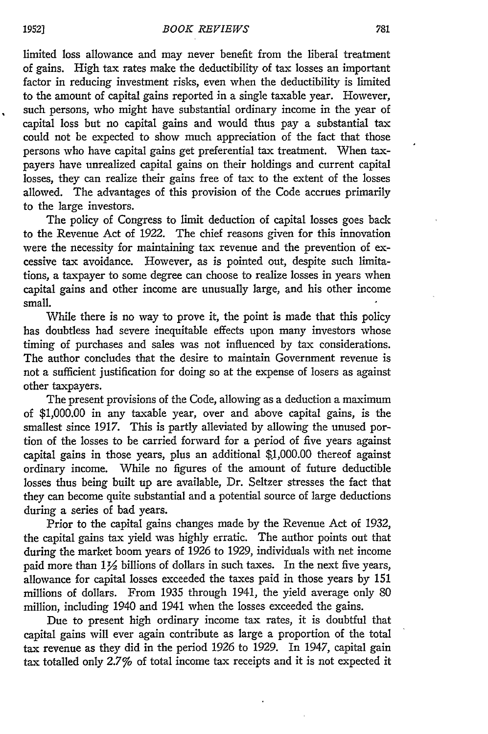limited loss allowance and may never benefit from the liberal treatment of gains. High tax rates make the deductibility of tax losses an important factor in reducing investment risks, even when the deductibility is limited to the amount of capital gains reported in a single taxable year. However, such persons, who might have substantial ordinary income in the year of capital loss but no capital gains and would thus pay a substantial tax could not be expected to show much appreciation of the fact that those persons who have capital gains get preferential tax treatment. When taxpayers have unrealized capital gains on their holdings and current capital losses, they can realize their gains free of tax to the extent of the losses allowed. The advantages of this provision of the Code accrues primarily to the large investors.

The policy of Congress to limit deduction of capital losses goes back to the Revenue Act of 1922. The chief reasons given for this innovation were the necessity for maintaining tax revenue and the prevention of excessive tax avoidance. However, as is pointed out, despite such limitations, a taxpayer to some degree can choose to realize losses in years when capital gains and other income are unusually large, and his other income small.

While there is no way to prove it, the point is made that this policy has doubtless had severe inequitable effects upon many investors whose timing of purchases and sales was not influenced by tax considerations. The author concludes that the desire to maintain Government revenue is not a sufficient justification for doing so at the expense of losers as against other taxpayers.

The present provisions of the Code, allowing as a deduction a maximum of $1,000.00 in any taxable year, over and above capital gains, is the smallest since 1917. This is partly alleviated by allowing the unused portion of the losses to be carried forward for a period of five years against capital gains in those years, plus an additional $1,000.00 thereof against ordinary income. While no figures of the amount of future deductible losses thus being built up are available, Dr. Seltzer stresses the fact that they can become quite substantial and a potential source of large deductions during a series of bad years.

Prior to the capital gains changes made by the Revenue Act of 1932, the capital gains tax yield was highly erratic. The author points out that during the market boom years of 1926 to 1929, individuals with net income paid more than 1½ billions of dollars in such taxes. In the next five years, allowance for capital losses exceeded the taxes paid in those years by 151 millions of dollars. From 1935 through 1941, the yield average only 80 million, including 1940 and 1941 when the losses exceeded the gains.

Due to present high ordinary income tax rates, it is doubtful that capital gains will ever again contribute as large a proportion of the total tax revenue as they did in the period 1926 to 1929. In 1947, capital gain tax totalled only 2.7% of total income tax receipts and it is not expected it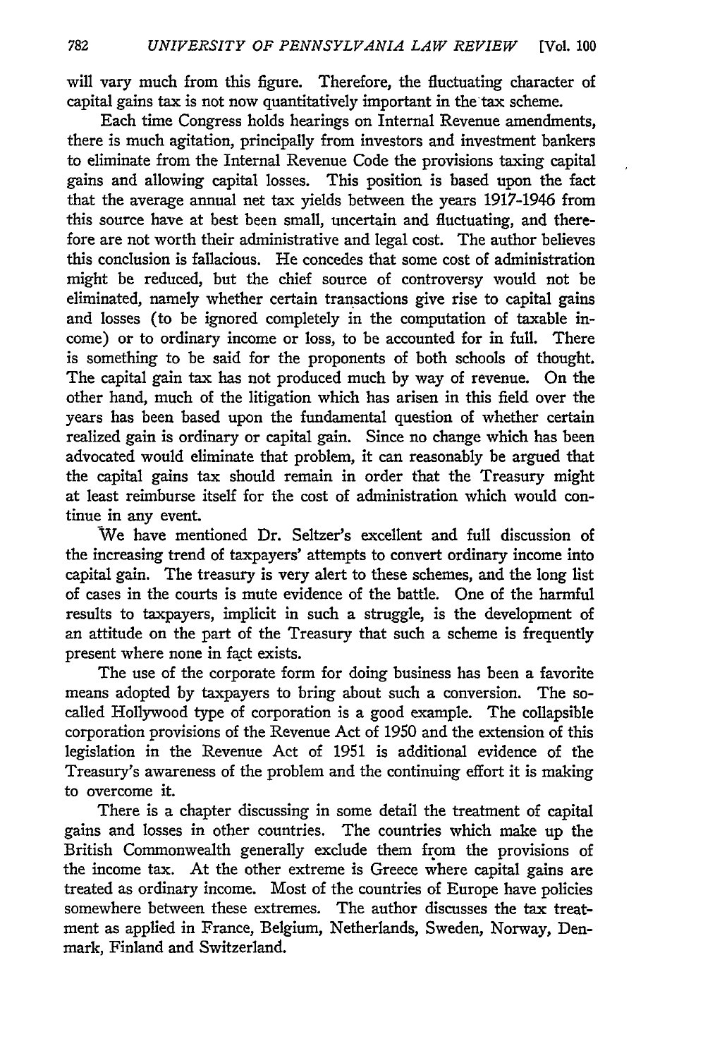will vary much from this figure. Therefore, the fluctuating character of capital gains tax is not now quantitatively important in the tax scheme.

Each time Congress holds hearings on Internal Revenue amendments, there is much agitation, principally from investors and investment bankers to eliminate from the Internal Revenue Code the provisions taxing capital gains and allowing capital losses. This position is based upon the fact that the average annual net tax yields between the years 1917-1946 from this source have at best been small, uncertain and fluctuating, and therefore are not worth their administrative and legal cost. The author believes this conclusion is fallacious. He concedes that some cost of administration might be reduced, but the chief source of controversy would not be eliminated, namely whether certain transactions give rise to capital gains and losses (to be ignored completely in the computation of taxable income) or to ordinary income or loss, to be accounted for in full. There is something to be said for the proponents of both schools of thought. The capital gain tax has not produced much by way of revenue. On the other hand, much of the litigation which has arisen in this field over the years has been based upon the fundamental question of whether certain realized gain is ordinary or capital gain. Since no change which has been advocated would eliminate that problem, it can reasonably be argued that the capital gains tax should remain in order that the Treasury might at least reimburse itself for the cost of administration which would continue in any event.

We have mentioned Dr. Seltzer's excellent and full discussion of the increasing trend of taxpayers' attempts to convert ordinary income into capital gain. The treasury is very alert to these schemes, and the long list of cases in the courts is mute evidence of the battle. One of the harmful results to taxpayers, implicit in such a struggle, is the development of an attitude on the part of the Treasury that such a scheme is frequently present where none in fact exists.

The use of the corporate form for doing business has been a favorite means adopted by taxpayers to bring about such a conversion. The so-called Hollywood type of corporation is a good example. The collapsible corporation provisions of the Revenue Act of 1950 and the extension of this legislation in the Revenue Act of 1951 is additional evidence of the Treasury's awareness of the problem and the continuing effort it is making to overcome it.

There is a chapter discussing in some detail the treatment of capital gains and losses in other countries. The countries which make up the British Commonwealth generally exclude them from the provisions of the income tax. At the other extreme is Greece where capital gains are treated as ordinary income. Most of the countries of Europe have policies somewhere between these extremes. The author discusses the tax treatment as applied in France, Belgium, Netherlands, Sweden, Norway, Denmark, Finland and Switzerland.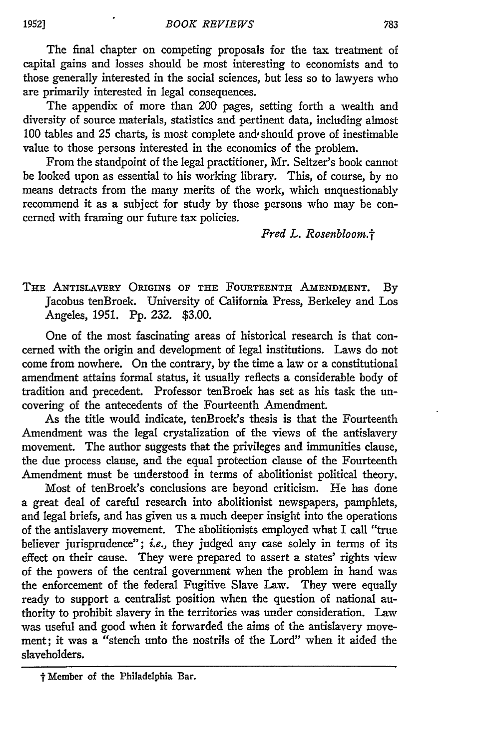The final chapter on competing proposals for the tax treatment of capital gains and losses should be most interesting to economists and to those generally interested in the social sciences, but less so to lawyers who are primarily interested in legal consequences.

The appendix of more than 200 pages, setting forth a wealth and diversity of source materials, statistics and pertinent data, including almost 100 tables and 25 charts, is most complete and should prove of inestimable value to those persons interested in the economics of the problem.

From the standpoint of the legal practitioner, Mr. Seltzer's book cannot be looked upon as essential to his working library. This, of course, by no means detracts from the many merits of the work, which unquestionably recommend it as a subject for study by those persons who may be concerned with framing our future tax policies.

*Fred L. Rosenbloom.*†

THE ANTISLAVERY ORIGINS OF THE FOURTEENTH AMENDMENT. By Jacobus tenBroek. University of California Press, Berkeley and Los Angeles, 1951. Pp. 232. $3.00.

One of the most fascinating areas of historical research is that concerned with the origin and development of legal institutions. Laws do not come from nowhere. On the contrary, by the time a law or a constitutional amendment attains formal status, it usually reflects a considerable body of tradition and precedent. Professor tenBroek has set as his task the uncovering of the antecedents of the Fourteenth Amendment.

As the title would indicate, tenBroek's thesis is that the Fourteenth Amendment was the legal crystalization of the views of the antislavery movement. The author suggests that the privileges and immunities clause, the due process clause, and the equal protection clause of the Fourteenth Amendment must be understood in terms of abolitionist political theory.

Most of tenBroek's conclusions are beyond criticism. He has done a great deal of careful research into abolitionist newspapers, pamphlets, and legal briefs, and has given us a much deeper insight into the operations of the antislavery movement. The abolitionists employed what I call "true believer jurisprudence"; *i.e.,* they judged any case solely in terms of its effect on their cause. They were prepared to assert a states' rights view of the powers of the central government when the problem in hand was the enforcement of the federal Fugitive Slave Law. They were equally ready to support a centralist position when the question of national authority to prohibit slavery in the territories was under consideration. Law was useful and good when it forwarded the aims of the antislavery movement; it was a "stench unto the nostrils of the Lord" when it aided the slaveholders.

† Member of the Philadelphia Bar.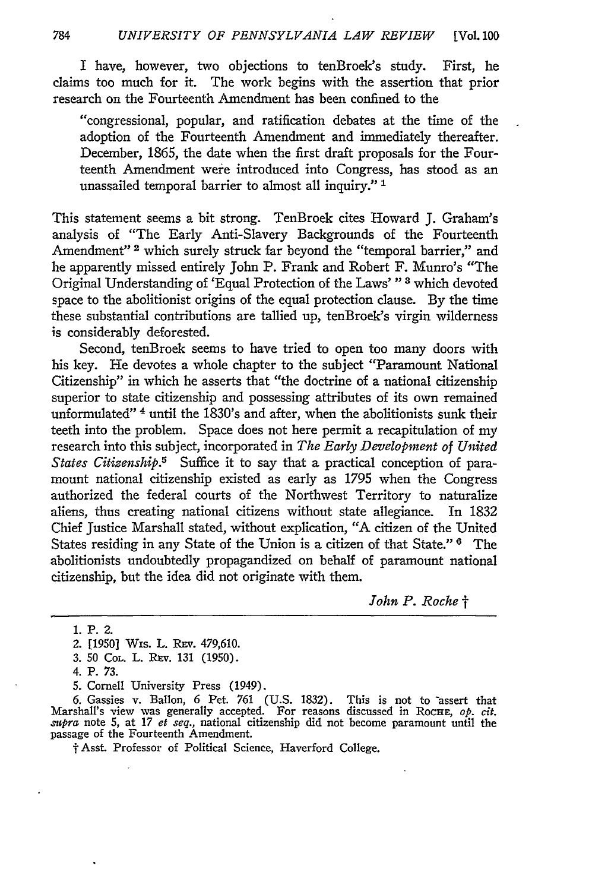I have, however, two objections to tenBroek's study. First, he claims too much for it. The work begins with the assertion that prior research on the Fourteenth Amendment has been confined to the

> "congressional, popular, and ratification debates at the time of the adoption of the Fourteenth Amendment and immediately thereafter. December, 1865, the date when the first draft proposals for the Fourteenth Amendment were introduced into Congress, has stood as an unassailed temporal barrier to almost all inquiry." [1]

This statement seems a bit strong. TenBroek cites Howard J. Graham's analysis of "The Early Anti-Slavery Backgrounds of the Fourteenth Amendment" [2] which surely struck far beyond the "temporal barrier," and he apparently missed entirely John P. Frank and Robert F. Munro's "The Original Understanding of 'Equal Protection of the Laws' " [3] which devoted space to the abolitionist origins of the equal protection clause. By the time these substantial contributions are tallied up, tenBroek's virgin wilderness is considerably deforested.

Second, tenBroek seems to have tried to open too many doors with his key. He devotes a whole chapter to the subject "Paramount National Citizenship" in which he asserts that "the doctrine of a national citizenship superior to state citizenship and possessing attributes of its own remained unformulated" [4] until the 1830's and after, when the abolitionists sunk their teeth into the problem. Space does not here permit a recapitulation of my research into this subject, incorporated in *The Early Development of United States Citizenship*.[5] Suffice it to say that a practical conception of paramount national citizenship existed as early as 1795 when the Congress authorized the federal courts of the Northwest Territory to naturalize aliens, thus creating national citizens without state allegiance. In 1832 Chief Justice Marshall stated, without explication, "A citizen of the United States residing in any State of the Union is a citizen of that State." [6] The abolitionists undoubtedly propagandized on behalf of paramount national citizenship, but the idea did not originate with them.

*John P. Roche* †

---

1. P. 2.
2. [1950] Wis. L. Rev. 479,610.
3. 50 Col. L. Rev. 131 (1950).
4. P. 73.
5. Cornell University Press (1949).
6. Gassies v. Ballon, 6 Pet. 761 (U.S. 1832). This is not to assert that Marshall's view was generally accepted. For reasons discussed in Roche, *op. cit. supra* note 5, at 17 *et seq.*, national citizenship did not become paramount until the passage of the Fourteenth Amendment.

† Asst. Professor of Political Science, Haverford College.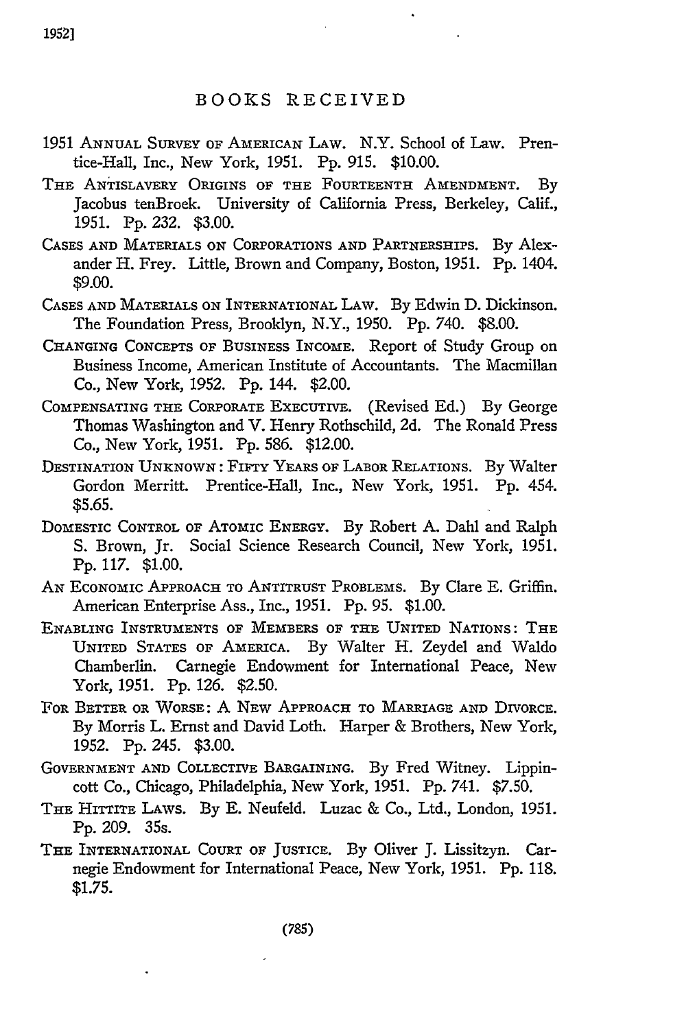## BOOKS RECEIVED

1951 ANNUAL SURVEY OF AMERICAN LAW. N.Y. School of Law. Prentice-Hall, Inc., New York, 1951. Pp. 915. $10.00.

THE ANTISLAVERY ORIGINS OF THE FOURTEENTH AMENDMENT. By Jacobus tenBroek. University of California Press, Berkeley, Calif., 1951. Pp. 232. $3.00.

CASES AND MATERIALS ON CORPORATIONS AND PARTNERSHIPS. By Alexander H. Frey. Little, Brown and Company, Boston, 1951. Pp. 1404. $9.00.

CASES AND MATERIALS ON INTERNATIONAL LAW. By Edwin D. Dickinson. The Foundation Press, Brooklyn, N.Y., 1950. Pp. 740. $8.00.

CHANGING CONCEPTS OF BUSINESS INCOME. Report of Study Group on Business Income, American Institute of Accountants. The Macmillan Co., New York, 1952. Pp. 144. $2.00.

COMPENSATING THE CORPORATE EXECUTIVE. (Revised Ed.) By George Thomas Washington and V. Henry Rothschild, 2d. The Ronald Press Co., New York, 1951. Pp. 586. $12.00.

DESTINATION UNKNOWN: FIFTY YEARS OF LABOR RELATIONS. By Walter Gordon Merritt. Prentice-Hall, Inc., New York, 1951. Pp. 454. $5.65.

DOMESTIC CONTROL OF ATOMIC ENERGY. By Robert A. Dahl and Ralph S. Brown, Jr. Social Science Research Council, New York, 1951. Pp. 117. $1.00.

AN ECONOMIC APPROACH TO ANTITRUST PROBLEMS. By Clare E. Griffin. American Enterprise Ass., Inc., 1951. Pp. 95. $1.00.

ENABLING INSTRUMENTS OF MEMBERS OF THE UNITED NATIONS: THE UNITED STATES OF AMERICA. By Walter H. Zeydel and Waldo Chamberlin. Carnegie Endowment for International Peace, New York, 1951. Pp. 126. $2.50.

FOR BETTER OR WORSE: A NEW APPROACH TO MARRIAGE AND DIVORCE. By Morris L. Ernst and David Loth. Harper & Brothers, New York, 1952. Pp. 245. $3.00.

GOVERNMENT AND COLLECTIVE BARGAINING. By Fred Witney. Lippincott Co., Chicago, Philadelphia, New York, 1951. Pp. 741. $7.50.

THE HITTITE LAWS. By E. Neufeld. Luzac & Co., Ltd., London, 1951. Pp. 209. 35s.

THE INTERNATIONAL COURT OF JUSTICE. By Oliver J. Lissitzyn. Carnegie Endowment for International Peace, New York, 1951. Pp. 118. $1.75.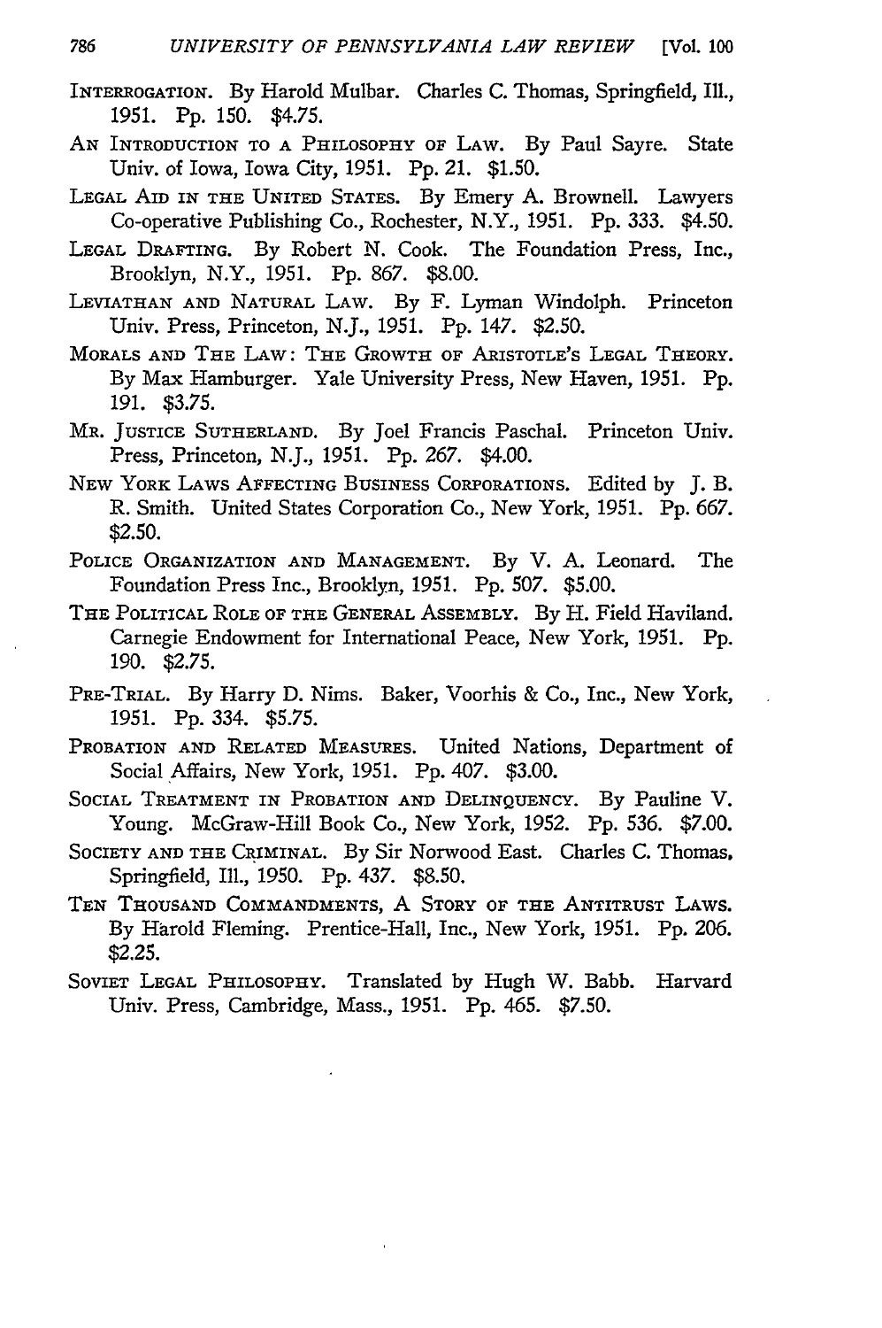INTERROGATION. By Harold Mulbar. Charles C. Thomas, Springfield, Ill., 1951. Pp. 150. $4.75.

AN INTRODUCTION TO A PHILOSOPHY OF LAW. By Paul Sayre. State Univ. of Iowa, Iowa City, 1951. Pp. 21. $1.50.

LEGAL AID IN THE UNITED STATES. By Emery A. Brownell. Lawyers Co-operative Publishing Co., Rochester, N.Y., 1951. Pp. 333. $4.50.

LEGAL DRAFTING. By Robert N. Cook. The Foundation Press, Inc., Brooklyn, N.Y., 1951. Pp. 867. $8.00.

LEVIATHAN AND NATURAL LAW. By F. Lyman Windolph. Princeton Univ. Press, Princeton, N.J., 1951. Pp. 147. $2.50.

MORALS AND THE LAW: THE GROWTH OF ARISTOTLE'S LEGAL THEORY. By Max Hamburger. Yale University Press, New Haven, 1951. Pp. 191. $3.75.

MR. JUSTICE SUTHERLAND. By Joel Francis Paschal. Princeton Univ. Press, Princeton, N.J., 1951. Pp. 267. $4.00.

NEW YORK LAWS AFFECTING BUSINESS CORPORATIONS. Edited by J. B. R. Smith. United States Corporation Co., New York, 1951. Pp. 667. $2.50.

POLICE ORGANIZATION AND MANAGEMENT. By V. A. Leonard. The Foundation Press Inc., Brooklyn, 1951. Pp. 507. $5.00.

THE POLITICAL ROLE OF THE GENERAL ASSEMBLY. By H. Field Haviland. Carnegie Endowment for International Peace, New York, 1951. Pp. 190. $2.75.

PRE-TRIAL. By Harry D. Nims. Baker, Voorhis & Co., Inc., New York, 1951. Pp. 334. $5.75.

PROBATION AND RELATED MEASURES. United Nations, Department of Social Affairs, New York, 1951. Pp. 407. $3.00.

SOCIAL TREATMENT IN PROBATION AND DELINQUENCY. By Pauline V. Young. McGraw-Hill Book Co., New York, 1952. Pp. 536. $7.00.

SOCIETY AND THE CRIMINAL. By Sir Norwood East. Charles C. Thomas, Springfield, Ill., 1950. Pp. 437. $8.50.

TEN THOUSAND COMMANDMENTS, A STORY OF THE ANTITRUST LAWS. By Harold Fleming. Prentice-Hall, Inc., New York, 1951. Pp. 206. $2.25.

SOVIET LEGAL PHILOSOPHY. Translated by Hugh W. Babb. Harvard Univ. Press, Cambridge, Mass., 1951. Pp. 465. $7.50.